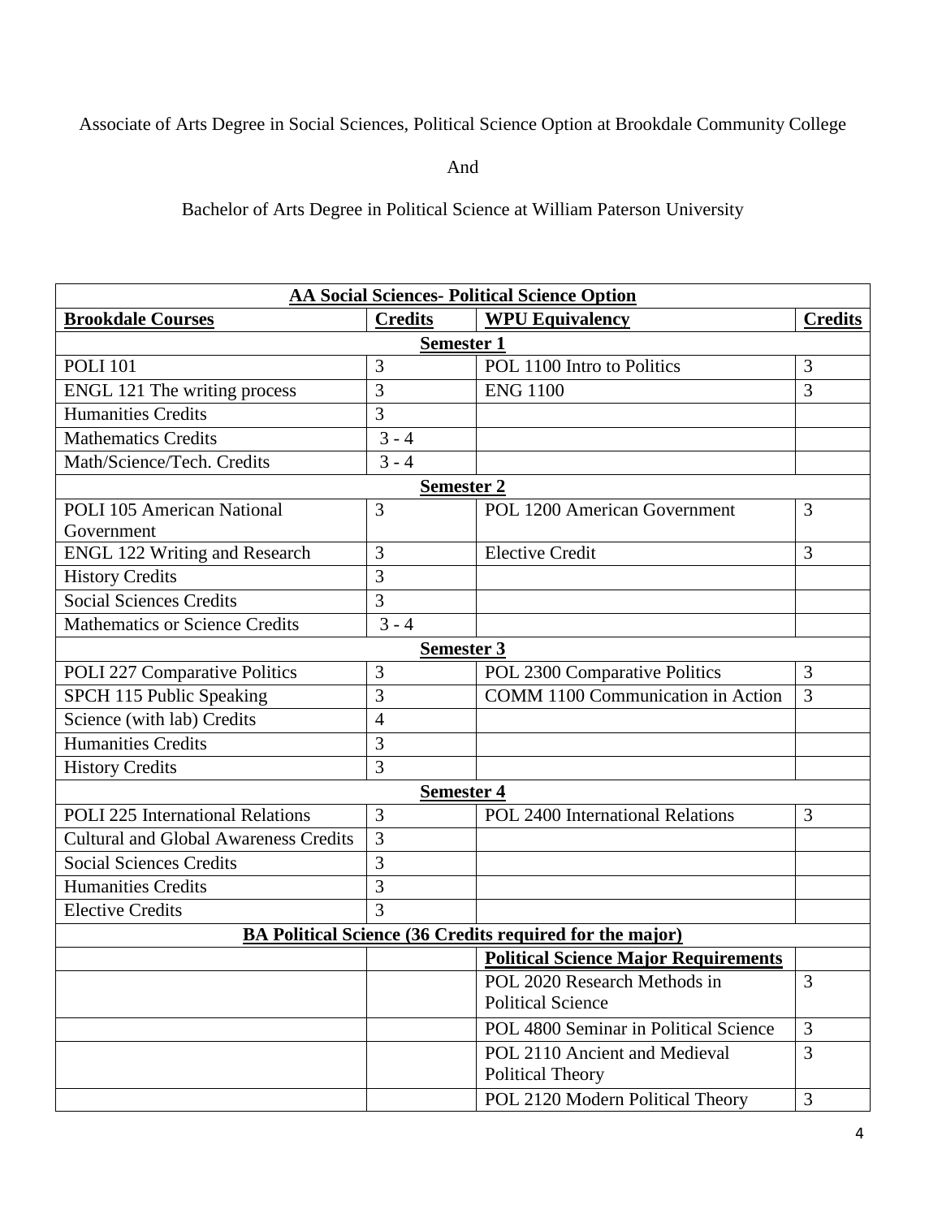Associate of Arts Degree in Social Sciences, Political Science Option at Brookdale Community College

And

Bachelor of Arts Degree in Political Science at William Paterson University

| **AA Social Sciences- Political Science Option** | | | |
|---|---|---|---|
| **Brookdale Courses** | **Credits** | **WPU Equivalency** | **Credits** |
| **Semester 1** | | | |
| POLI 101 | 3 | POL 1100 Intro to Politics | 3 |
| ENGL 121 The writing process | 3 | ENG 1100 | 3 |
| Humanities Credits | 3 | | |
| Mathematics Credits | 3 - 4 | | |
| Math/Science/Tech. Credits | 3 - 4 | | |
| **Semester 2** | | | |
| POLI 105 American National Government | 3 | POL 1200 American Government | 3 |
| ENGL 122 Writing and Research | 3 | Elective Credit | 3 |
| History Credits | 3 | | |
| Social Sciences Credits | 3 | | |
| Mathematics or Science Credits | 3 - 4 | | |
| **Semester 3** | | | |
| POLI 227 Comparative Politics | 3 | POL 2300 Comparative Politics | 3 |
| SPCH 115 Public Speaking | 3 | COMM 1100 Communication in Action | 3 |
| Science (with lab) Credits | 4 | | |
| Humanities Credits | 3 | | |
| History Credits | 3 | | |
| **Semester 4** | | | |
| POLI 225 International Relations | 3 | POL 2400 International Relations | 3 |
| Cultural and Global Awareness Credits | 3 | | |
| Social Sciences Credits | 3 | | |
| Humanities Credits | 3 | | |
| Elective Credits | 3 | | |
| **BA Political Science (36 Credits required for the major)** | | | |
| | | **Political Science Major Requirements** | |
| | | POL 2020 Research Methods in Political Science | 3 |
| | | POL 4800 Seminar in Political Science | 3 |
| | | POL 2110 Ancient and Medieval Political Theory | 3 |
| | | POL 2120 Modern Political Theory | 3 |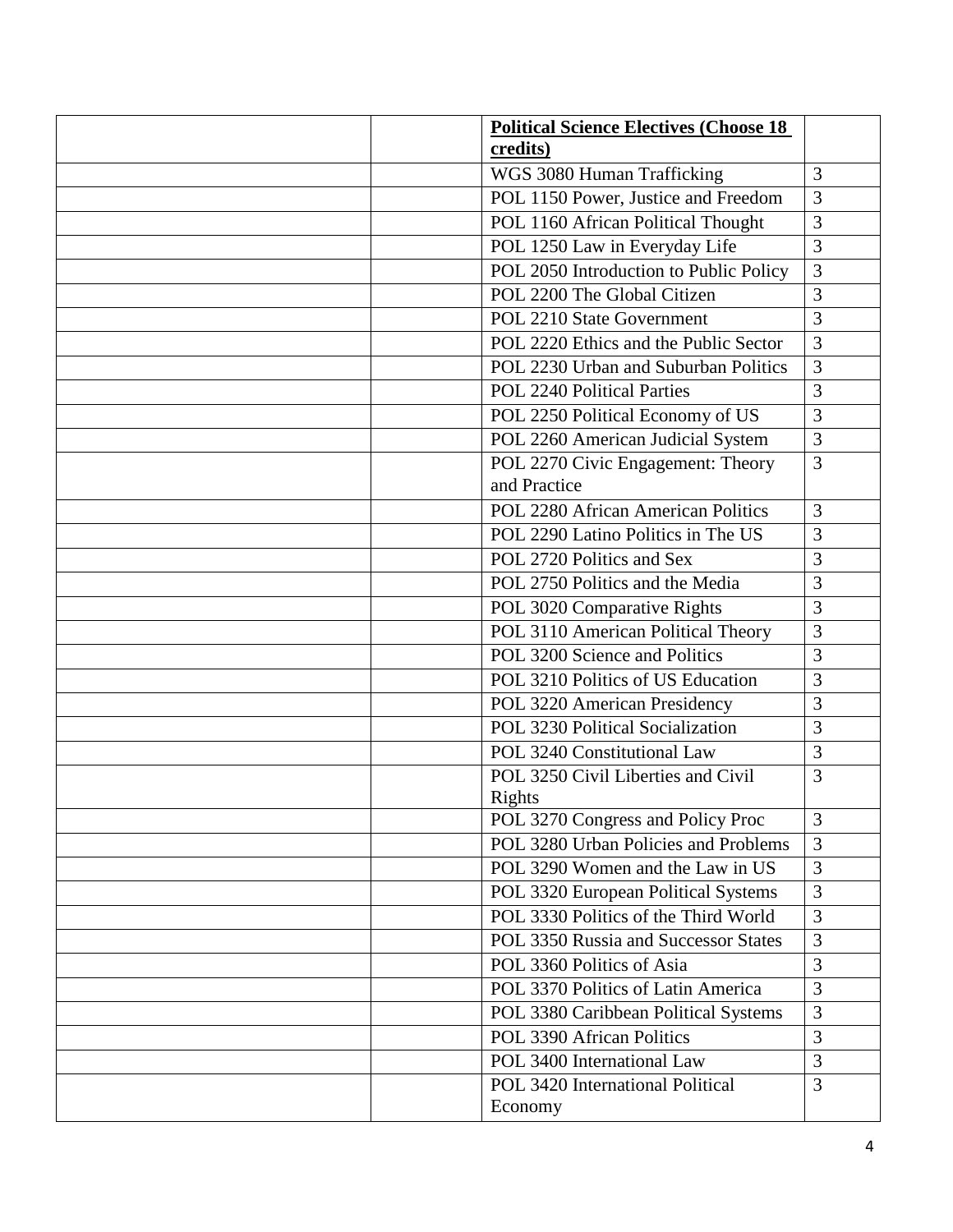| | | **Political Science Electives (Choose 18 credits)** | |
|---|---|---|---|
| | | WGS 3080 Human Trafficking | 3 |
| | | POL 1150 Power, Justice and Freedom | 3 |
| | | POL 1160 African Political Thought | 3 |
| | | POL 1250 Law in Everyday Life | 3 |
| | | POL 2050 Introduction to Public Policy | 3 |
| | | POL 2200 The Global Citizen | 3 |
| | | POL 2210 State Government | 3 |
| | | POL 2220 Ethics and the Public Sector | 3 |
| | | POL 2230 Urban and Suburban Politics | 3 |
| | | POL 2240 Political Parties | 3 |
| | | POL 2250 Political Economy of US | 3 |
| | | POL 2260 American Judicial System | 3 |
| | | POL 2270 Civic Engagement: Theory and Practice | 3 |
| | | POL 2280 African American Politics | 3 |
| | | POL 2290 Latino Politics in The US | 3 |
| | | POL 2720 Politics and Sex | 3 |
| | | POL 2750 Politics and the Media | 3 |
| | | POL 3020 Comparative Rights | 3 |
| | | POL 3110 American Political Theory | 3 |
| | | POL 3200 Science and Politics | 3 |
| | | POL 3210 Politics of US Education | 3 |
| | | POL 3220 American Presidency | 3 |
| | | POL 3230 Political Socialization | 3 |
| | | POL 3240 Constitutional Law | 3 |
| | | POL 3250 Civil Liberties and Civil Rights | 3 |
| | | POL 3270 Congress and Policy Proc | 3 |
| | | POL 3280 Urban Policies and Problems | 3 |
| | | POL 3290 Women and the Law in US | 3 |
| | | POL 3320 European Political Systems | 3 |
| | | POL 3330 Politics of the Third World | 3 |
| | | POL 3350 Russia and Successor States | 3 |
| | | POL 3360 Politics of Asia | 3 |
| | | POL 3370 Politics of Latin America | 3 |
| | | POL 3380 Caribbean Political Systems | 3 |
| | | POL 3390 African Politics | 3 |
| | | POL 3400 International Law | 3 |
| | | POL 3420 International Political Economy | 3 |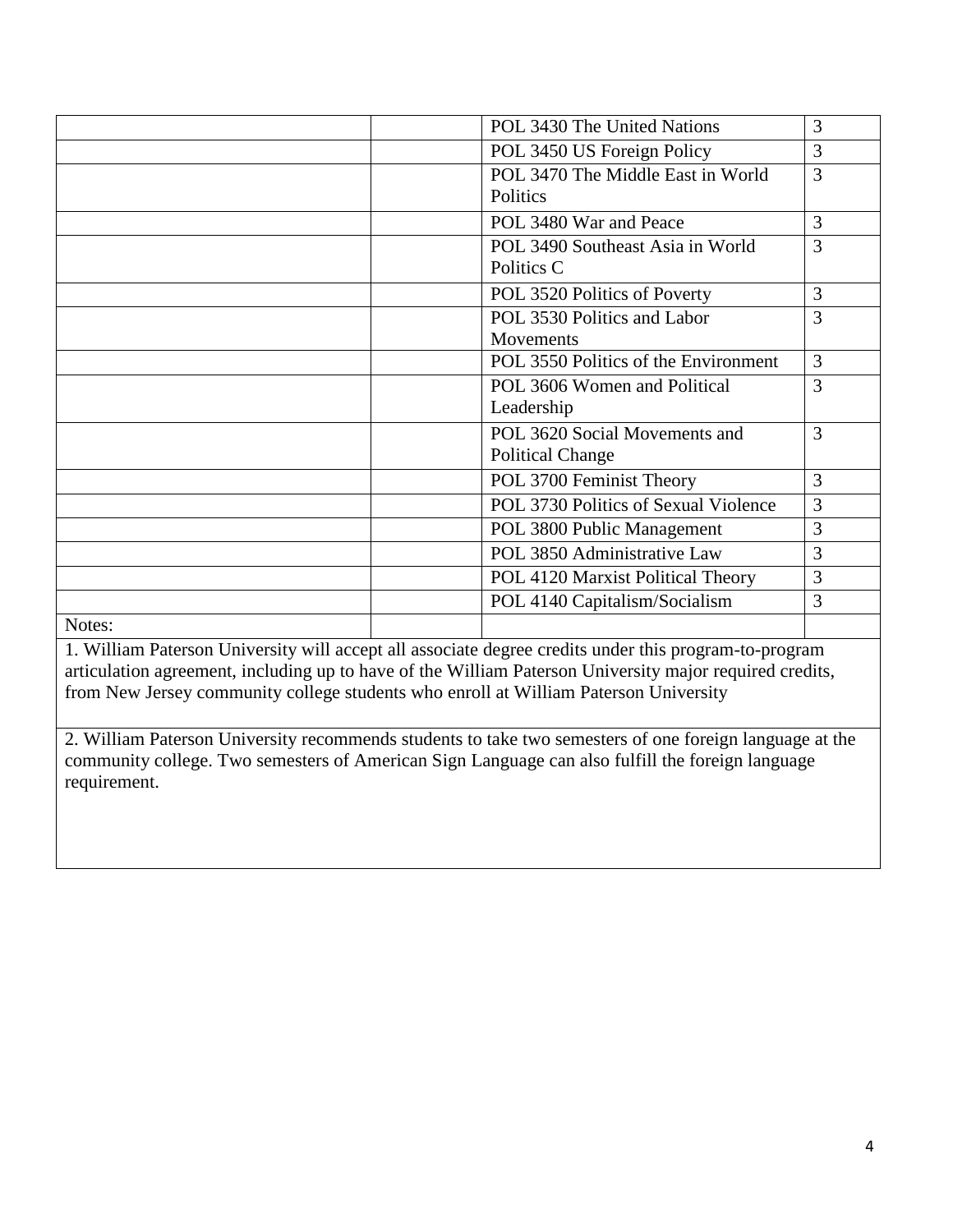| | | | |
|---|---|---|---|
| | | POL 3430 The United Nations | 3 |
| | | POL 3450 US Foreign Policy | 3 |
| | | POL 3470 The Middle East in World Politics | 3 |
| | | POL 3480 War and Peace | 3 |
| | | POL 3490 Southeast Asia in World Politics C | 3 |
| | | POL 3520 Politics of Poverty | 3 |
| | | POL 3530 Politics and Labor Movements | 3 |
| | | POL 3550 Politics of the Environment | 3 |
| | | POL 3606 Women and Political Leadership | 3 |
| | | POL 3620 Social Movements and Political Change | 3 |
| | | POL 3700 Feminist Theory | 3 |
| | | POL 3730 Politics of Sexual Violence | 3 |
| | | POL 3800 Public Management | 3 |
| | | POL 3850 Administrative Law | 3 |
| | | POL 4120 Marxist Political Theory | 3 |
| | | POL 4140 Capitalism/Socialism | 3 |
| Notes: | | | |

1. William Paterson University will accept all associate degree credits under this program-to-program articulation agreement, including up to have of the William Paterson University major required credits, from New Jersey community college students who enroll at William Paterson University

2. William Paterson University recommends students to take two semesters of one foreign language at the community college. Two semesters of American Sign Language can also fulfill the foreign language requirement.